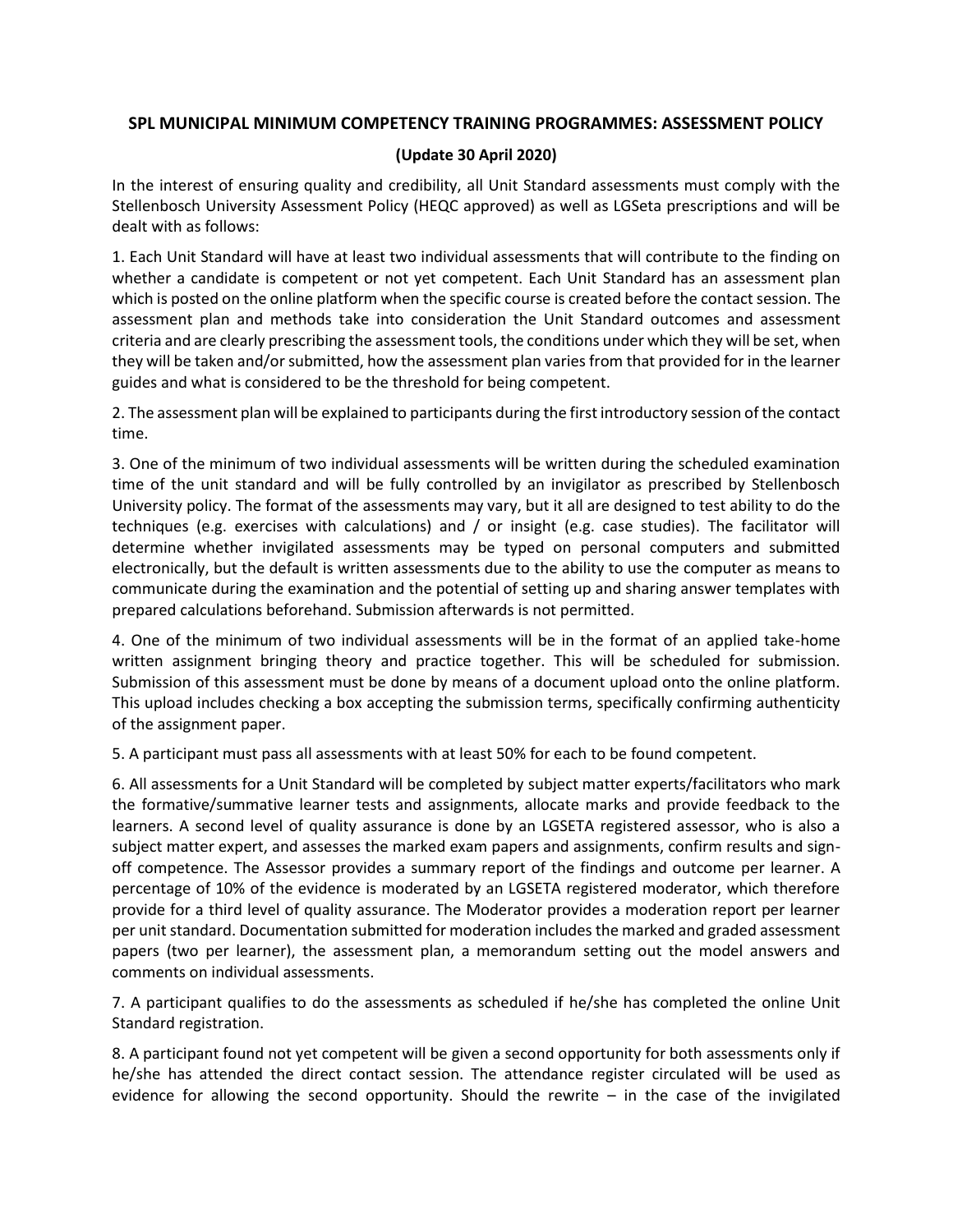## SPL MUNICIPAL MINIMUM COMPETENCY TRAINING PROGRAMMES: ASSESSMENT POLICY

**(Update 30 April 2020)**

In the interest of ensuring quality and credibility, all Unit Standard assessments must comply with the Stellenbosch University Assessment Policy (HEQC approved) as well as LGSeta prescriptions and will be dealt with as follows:

1. Each Unit Standard will have at least two individual assessments that will contribute to the finding on whether a candidate is competent or not yet competent. Each Unit Standard has an assessment plan which is posted on the online platform when the specific course is created before the contact session. The assessment plan and methods take into consideration the Unit Standard outcomes and assessment criteria and are clearly prescribing the assessment tools, the conditions under which they will be set, when they will be taken and/or submitted, how the assessment plan varies from that provided for in the learner guides and what is considered to be the threshold for being competent.

2. The assessment plan will be explained to participants during the first introductory session of the contact time.

3. One of the minimum of two individual assessments will be written during the scheduled examination time of the unit standard and will be fully controlled by an invigilator as prescribed by Stellenbosch University policy. The format of the assessments may vary, but it all are designed to test ability to do the techniques (e.g. exercises with calculations) and / or insight (e.g. case studies). The facilitator will determine whether invigilated assessments may be typed on personal computers and submitted electronically, but the default is written assessments due to the ability to use the computer as means to communicate during the examination and the potential of setting up and sharing answer templates with prepared calculations beforehand. Submission afterwards is not permitted.

4. One of the minimum of two individual assessments will be in the format of an applied take-home written assignment bringing theory and practice together. This will be scheduled for submission. Submission of this assessment must be done by means of a document upload onto the online platform. This upload includes checking a box accepting the submission terms, specifically confirming authenticity of the assignment paper.

5. A participant must pass all assessments with at least 50% for each to be found competent.

6. All assessments for a Unit Standard will be completed by subject matter experts/facilitators who mark the formative/summative learner tests and assignments, allocate marks and provide feedback to the learners. A second level of quality assurance is done by an LGSETA registered assessor, who is also a subject matter expert, and assesses the marked exam papers and assignments, confirm results and sign-off competence. The Assessor provides a summary report of the findings and outcome per learner. A percentage of 10% of the evidence is moderated by an LGSETA registered moderator, which therefore provide for a third level of quality assurance. The Moderator provides a moderation report per learner per unit standard. Documentation submitted for moderation includes the marked and graded assessment papers (two per learner), the assessment plan, a memorandum setting out the model answers and comments on individual assessments.

7. A participant qualifies to do the assessments as scheduled if he/she has completed the online Unit Standard registration.

8. A participant found not yet competent will be given a second opportunity for both assessments only if he/she has attended the direct contact session. The attendance register circulated will be used as evidence for allowing the second opportunity. Should the rewrite – in the case of the invigilated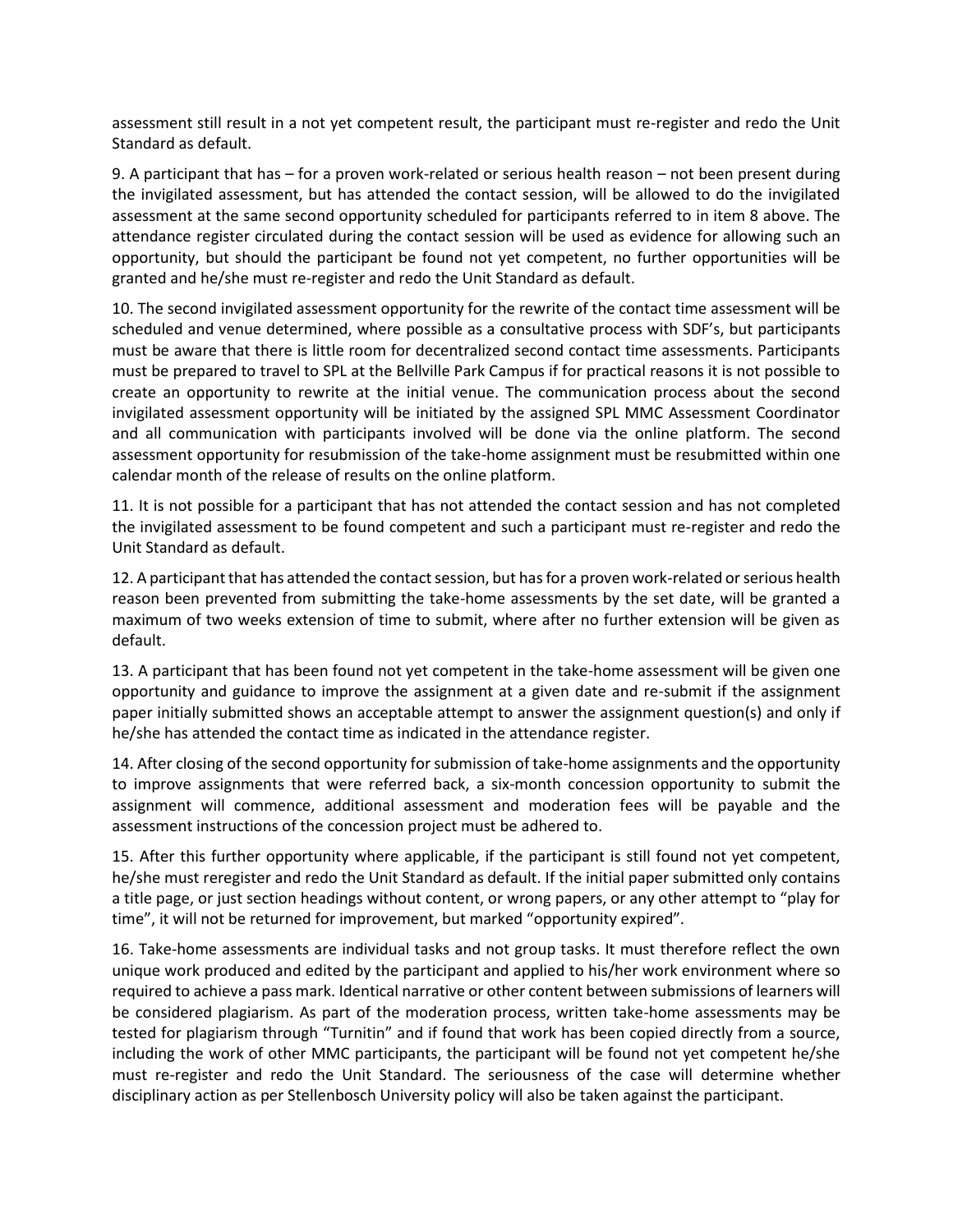assessment still result in a not yet competent result, the participant must re-register and redo the Unit Standard as default.

9. A participant that has – for a proven work-related or serious health reason – not been present during the invigilated assessment, but has attended the contact session, will be allowed to do the invigilated assessment at the same second opportunity scheduled for participants referred to in item 8 above. The attendance register circulated during the contact session will be used as evidence for allowing such an opportunity, but should the participant be found not yet competent, no further opportunities will be granted and he/she must re-register and redo the Unit Standard as default.

10. The second invigilated assessment opportunity for the rewrite of the contact time assessment will be scheduled and venue determined, where possible as a consultative process with SDF's, but participants must be aware that there is little room for decentralized second contact time assessments. Participants must be prepared to travel to SPL at the Bellville Park Campus if for practical reasons it is not possible to create an opportunity to rewrite at the initial venue. The communication process about the second invigilated assessment opportunity will be initiated by the assigned SPL MMC Assessment Coordinator and all communication with participants involved will be done via the online platform. The second assessment opportunity for resubmission of the take-home assignment must be resubmitted within one calendar month of the release of results on the online platform.

11. It is not possible for a participant that has not attended the contact session and has not completed the invigilated assessment to be found competent and such a participant must re-register and redo the Unit Standard as default.

12. A participant that has attended the contact session, but has for a proven work-related or serious health reason been prevented from submitting the take-home assessments by the set date, will be granted a maximum of two weeks extension of time to submit, where after no further extension will be given as default.

13. A participant that has been found not yet competent in the take-home assessment will be given one opportunity and guidance to improve the assignment at a given date and re-submit if the assignment paper initially submitted shows an acceptable attempt to answer the assignment question(s) and only if he/she has attended the contact time as indicated in the attendance register.

14. After closing of the second opportunity for submission of take-home assignments and the opportunity to improve assignments that were referred back, a six-month concession opportunity to submit the assignment will commence, additional assessment and moderation fees will be payable and the assessment instructions of the concession project must be adhered to.

15. After this further opportunity where applicable, if the participant is still found not yet competent, he/she must reregister and redo the Unit Standard as default. If the initial paper submitted only contains a title page, or just section headings without content, or wrong papers, or any other attempt to "play for time", it will not be returned for improvement, but marked "opportunity expired".

16. Take-home assessments are individual tasks and not group tasks. It must therefore reflect the own unique work produced and edited by the participant and applied to his/her work environment where so required to achieve a pass mark. Identical narrative or other content between submissions of learners will be considered plagiarism. As part of the moderation process, written take-home assessments may be tested for plagiarism through "Turnitin" and if found that work has been copied directly from a source, including the work of other MMC participants, the participant will be found not yet competent he/she must re-register and redo the Unit Standard. The seriousness of the case will determine whether disciplinary action as per Stellenbosch University policy will also be taken against the participant.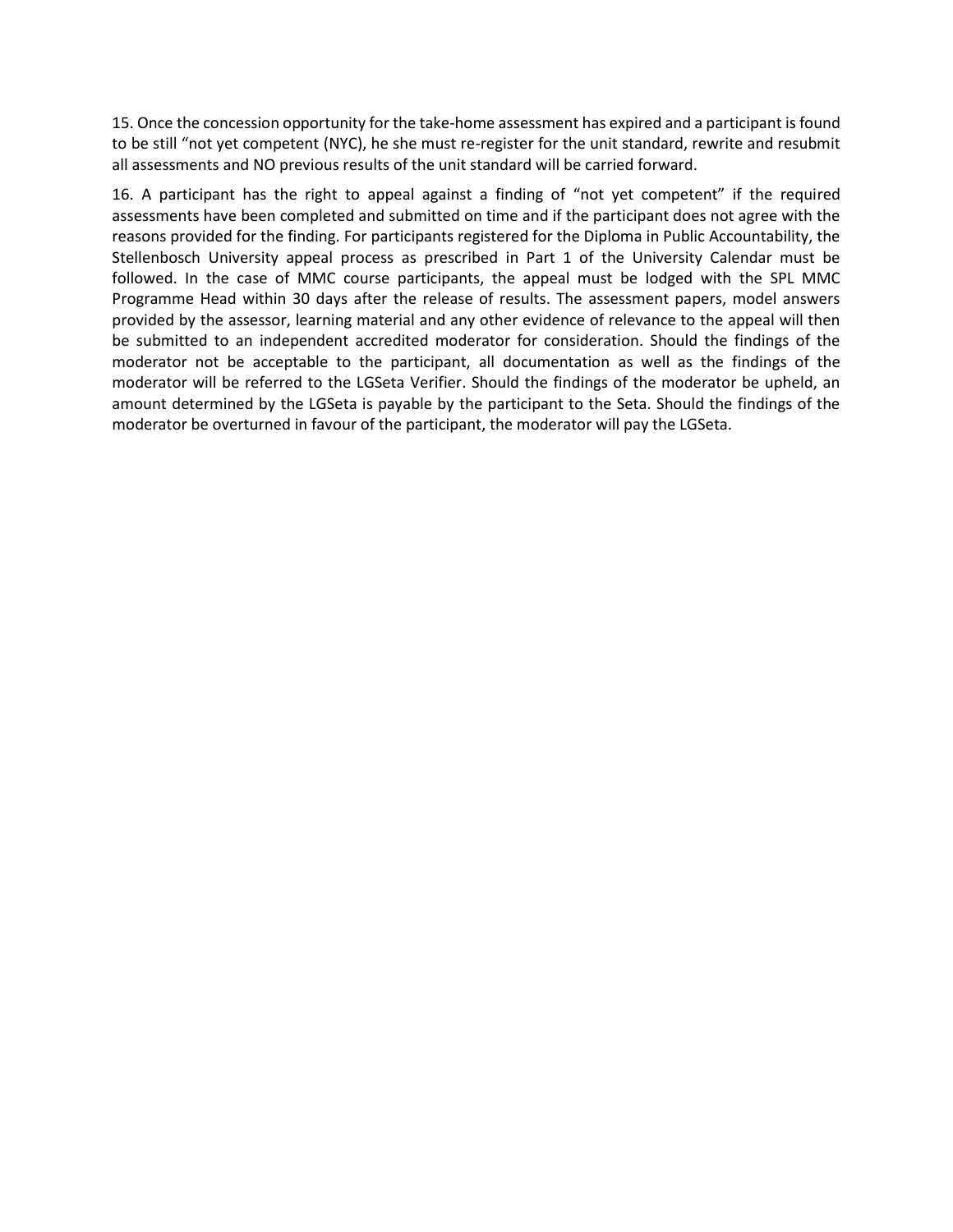15. Once the concession opportunity for the take-home assessment has expired and a participant is found to be still "not yet competent (NYC), he she must re-register for the unit standard, rewrite and resubmit all assessments and NO previous results of the unit standard will be carried forward.

16. A participant has the right to appeal against a finding of "not yet competent" if the required assessments have been completed and submitted on time and if the participant does not agree with the reasons provided for the finding. For participants registered for the Diploma in Public Accountability, the Stellenbosch University appeal process as prescribed in Part 1 of the University Calendar must be followed. In the case of MMC course participants, the appeal must be lodged with the SPL MMC Programme Head within 30 days after the release of results. The assessment papers, model answers provided by the assessor, learning material and any other evidence of relevance to the appeal will then be submitted to an independent accredited moderator for consideration. Should the findings of the moderator not be acceptable to the participant, all documentation as well as the findings of the moderator will be referred to the LGSeta Verifier. Should the findings of the moderator be upheld, an amount determined by the LGSeta is payable by the participant to the Seta. Should the findings of the moderator be overturned in favour of the participant, the moderator will pay the LGSeta.